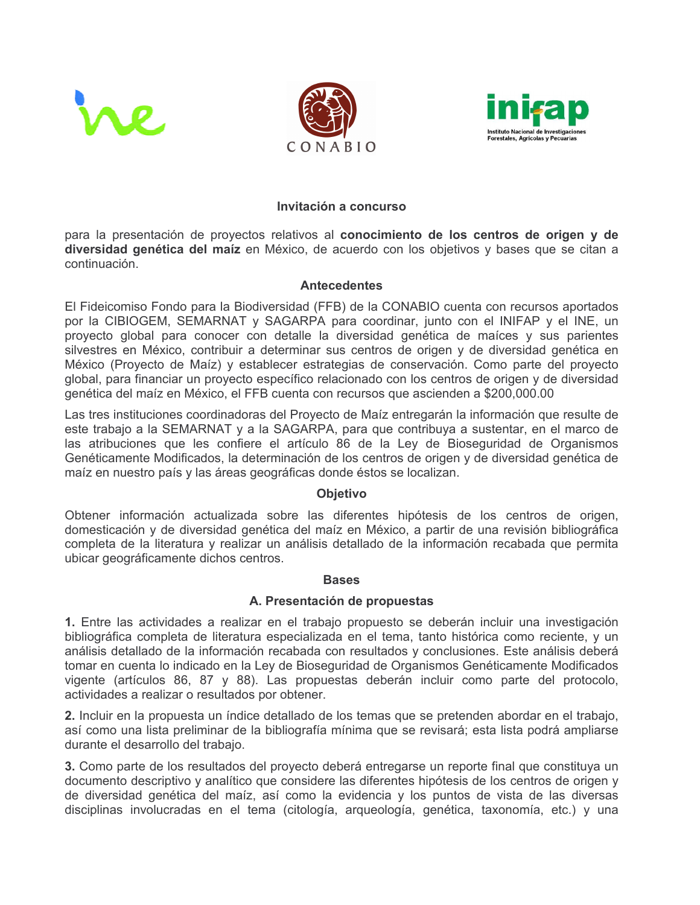**Invitación a concurso**

para la presentación de proyectos relativos al **conocimiento de los centros de origen y de diversidad genética del maíz** en México, de acuerdo con los objetivos y bases que se citan a continuación.

**Antecedentes**

El Fideicomiso Fondo para la Biodiversidad (FFB) de la CONABIO cuenta con recursos aportados por la CIBIOGEM, SEMARNAT y SAGARPA para coordinar, junto con el INIFAP y el INE, un proyecto global para conocer con detalle la diversidad genética de maíces y sus parientes silvestres en México, contribuir a determinar sus centros de origen y de diversidad genética en México (Proyecto de Maíz) y establecer estrategias de conservación. Como parte del proyecto global, para financiar un proyecto específico relacionado con los centros de origen y de diversidad genética del maíz en México, el FFB cuenta con recursos que ascienden a $200,000.00

Las tres instituciones coordinadoras del Proyecto de Maíz entregarán la información que resulte de este trabajo a la SEMARNAT y a la SAGARPA, para que contribuya a sustentar, en el marco de las atribuciones que les confiere el artículo 86 de la Ley de Bioseguridad de Organismos Genéticamente Modificados, la determinación de los centros de origen y de diversidad genética de maíz en nuestro país y las áreas geográficas donde éstos se localizan.

**Objetivo**

Obtener información actualizada sobre las diferentes hipótesis de los centros de origen, domesticación y de diversidad genética del maíz en México, a partir de una revisión bibliográfica completa de la literatura y realizar un análisis detallado de la información recabada que permita ubicar geográficamente dichos centros.

**Bases**

**A. Presentación de propuestas**

**1.** Entre las actividades a realizar en el trabajo propuesto se deberán incluir una investigación bibliográfica completa de literatura especializada en el tema, tanto histórica como reciente, y un análisis detallado de la información recabada con resultados y conclusiones. Este análisis deberá tomar en cuenta lo indicado en la Ley de Bioseguridad de Organismos Genéticamente Modificados vigente (artículos 86, 87 y 88). Las propuestas deberán incluir como parte del protocolo, actividades a realizar o resultados por obtener.

**2.** Incluir en la propuesta un índice detallado de los temas que se pretenden abordar en el trabajo, así como una lista preliminar de la bibliografía mínima que se revisará; esta lista podrá ampliarse durante el desarrollo del trabajo.

**3.** Como parte de los resultados del proyecto deberá entregarse un reporte final que constituya un documento descriptivo y analítico que considere las diferentes hipótesis de los centros de origen y de diversidad genética del maíz, así como la evidencia y los puntos de vista de las diversas disciplinas involucradas en el tema (citología, arqueología, genética, taxonomía, etc.) y una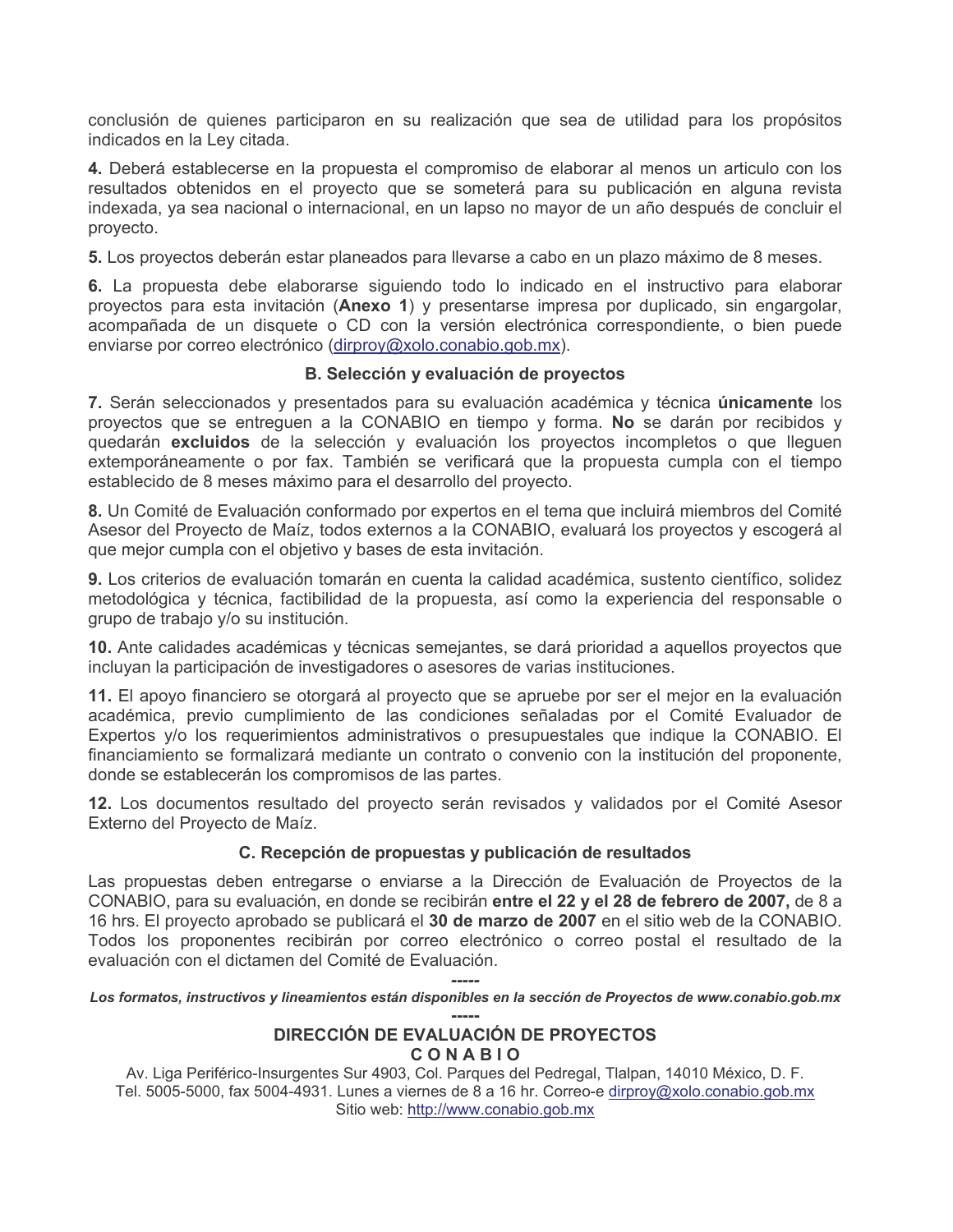conclusión de quienes participaron en su realización que sea de utilidad para los propósitos indicados en la Ley citada.

**4.** Deberá establecerse en la propuesta el compromiso de elaborar al menos un articulo con los resultados obtenidos en el proyecto que se someterá para su publicación en alguna revista indexada, ya sea nacional o internacional, en un lapso no mayor de un año después de concluir el proyecto.

**5.** Los proyectos deberán estar planeados para llevarse a cabo en un plazo máximo de 8 meses.

**6.** La propuesta debe elaborarse siguiendo todo lo indicado en el instructivo para elaborar proyectos para esta invitación (**Anexo 1**) y presentarse impresa por duplicado, sin engargolar, acompañada de un disquete o CD con la versión electrónica correspondiente, o bien puede enviarse por correo electrónico (dirproy@xolo.conabio.gob.mx).

### B. Selección y evaluación de proyectos

**7.** Serán seleccionados y presentados para su evaluación académica y técnica **únicamente** los proyectos que se entreguen a la CONABIO en tiempo y forma. **No** se darán por recibidos y quedarán **excluidos** de la selección y evaluación los proyectos incompletos o que lleguen extemporáneamente o por fax. También se verificará que la propuesta cumpla con el tiempo establecido de 8 meses máximo para el desarrollo del proyecto.

**8.** Un Comité de Evaluación conformado por expertos en el tema que incluirá miembros del Comité Asesor del Proyecto de Maíz, todos externos a la CONABIO, evaluará los proyectos y escogerá al que mejor cumpla con el objetivo y bases de esta invitación.

**9.** Los criterios de evaluación tomarán en cuenta la calidad académica, sustento científico, solidez metodológica y técnica, factibilidad de la propuesta, así como la experiencia del responsable o grupo de trabajo y/o su institución.

**10.** Ante calidades académicas y técnicas semejantes, se dará prioridad a aquellos proyectos que incluyan la participación de investigadores o asesores de varias instituciones.

**11.** El apoyo financiero se otorgará al proyecto que se apruebe por ser el mejor en la evaluación académica, previo cumplimiento de las condiciones señaladas por el Comité Evaluador de Expertos y/o los requerimientos administrativos o presupuestales que indique la CONABIO. El financiamiento se formalizará mediante un contrato o convenio con la institución del proponente, donde se establecerán los compromisos de las partes.

**12.** Los documentos resultado del proyecto serán revisados y validados por el Comité Asesor Externo del Proyecto de Maíz.

### C. Recepción de propuestas y publicación de resultados

Las propuestas deben entregarse o enviarse a la Dirección de Evaluación de Proyectos de la CONABIO, para su evaluación, en donde se recibirán **entre el 22 y el 28 de febrero de 2007,** de 8 a 16 hrs. El proyecto aprobado se publicará el **30 de marzo de 2007** en el sitio web de la CONABIO. Todos los proponentes recibirán por correo electrónico o correo postal el resultado de la evaluación con el dictamen del Comité de Evaluación.

**-----**

***Los formatos, instructivos y lineamientos están disponibles en la sección de Proyectos de www.conabio.gob.mx***

**-----**

**DIRECCIÓN DE EVALUACIÓN DE PROYECTOS**

**C O N A B I O**

Av. Liga Periférico-Insurgentes Sur 4903, Col. Parques del Pedregal, Tlalpan, 14010 México, D. F.
Tel. 5005-5000, fax 5004-4931. Lunes a viernes de 8 a 16 hr. Correo-e dirproy@xolo.conabio.gob.mx
Sitio web: http://www.conabio.gob.mx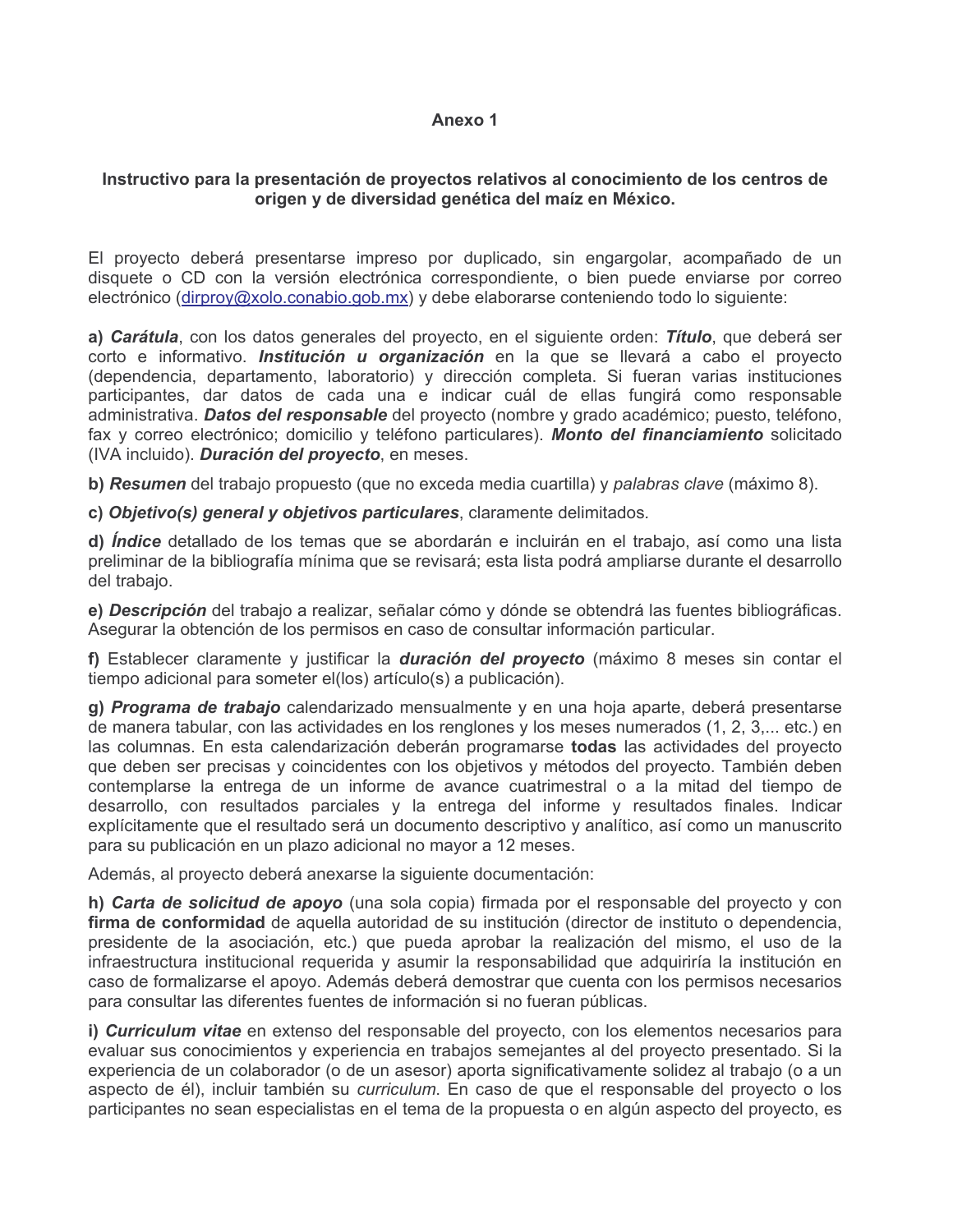**Anexo 1**

**Instructivo para la presentación de proyectos relativos al conocimiento de los centros de origen y de diversidad genética del maíz en México.**

El proyecto deberá presentarse impreso por duplicado, sin engargolar, acompañado de un disquete o CD con la versión electrónica correspondiente, o bien puede enviarse por correo electrónico (dirproy@xolo.conabio.gob.mx) y debe elaborarse conteniendo todo lo siguiente:

**a)** ***Carátula***, con los datos generales del proyecto, en el siguiente orden: ***Título***, que deberá ser corto e informativo. ***Institución u organización*** en la que se llevará a cabo el proyecto (dependencia, departamento, laboratorio) y dirección completa. Si fueran varias instituciones participantes, dar datos de cada una e indicar cuál de ellas fungirá como responsable administrativa. ***Datos del responsable*** del proyecto (nombre y grado académico; puesto, teléfono, fax y correo electrónico; domicilio y teléfono particulares). ***Monto del financiamiento*** solicitado (IVA incluido). ***Duración del proyecto***, en meses.

**b)** ***Resumen*** del trabajo propuesto (que no exceda media cuartilla) y *palabras clave* (máximo 8).

**c)** ***Objetivo(s) general y objetivos particulares***, claramente delimitados.

**d)** ***Índice*** detallado de los temas que se abordarán e incluirán en el trabajo, así como una lista preliminar de la bibliografía mínima que se revisará; esta lista podrá ampliarse durante el desarrollo del trabajo.

**e)** ***Descripción*** del trabajo a realizar, señalar cómo y dónde se obtendrá las fuentes bibliográficas. Asegurar la obtención de los permisos en caso de consultar información particular.

**f)** Establecer claramente y justificar la ***duración del proyecto*** (máximo 8 meses sin contar el tiempo adicional para someter el(los) artículo(s) a publicación).

**g)** ***Programa de trabajo*** calendarizado mensualmente y en una hoja aparte, deberá presentarse de manera tabular, con las actividades en los renglones y los meses numerados (1, 2, 3,... etc.) en las columnas. En esta calendarización deberán programarse **todas** las actividades del proyecto que deben ser precisas y coincidentes con los objetivos y métodos del proyecto. También deben contemplarse la entrega de un informe de avance cuatrimestral o a la mitad del tiempo de desarrollo, con resultados parciales y la entrega del informe y resultados finales. Indicar explícitamente que el resultado será un documento descriptivo y analítico, así como un manuscrito para su publicación en un plazo adicional no mayor a 12 meses.

Además, al proyecto deberá anexarse la siguiente documentación:

**h)** ***Carta de solicitud de apoyo*** (una sola copia) firmada por el responsable del proyecto y con **firma de conformidad** de aquella autoridad de su institución (director de instituto o dependencia, presidente de la asociación, etc.) que pueda aprobar la realización del mismo, el uso de la infraestructura institucional requerida y asumir la responsabilidad que adquiriría la institución en caso de formalizarse el apoyo. Además deberá demostrar que cuenta con los permisos necesarios para consultar las diferentes fuentes de información si no fueran públicas.

**i)** ***Curriculum vitae*** en extenso del responsable del proyecto, con los elementos necesarios para evaluar sus conocimientos y experiencia en trabajos semejantes al del proyecto presentado. Si la experiencia de un colaborador (o de un asesor) aporta significativamente solidez al trabajo (o a un aspecto de él), incluir también su *curriculum*. En caso de que el responsable del proyecto o los participantes no sean especialistas en el tema de la propuesta o en algún aspecto del proyecto, es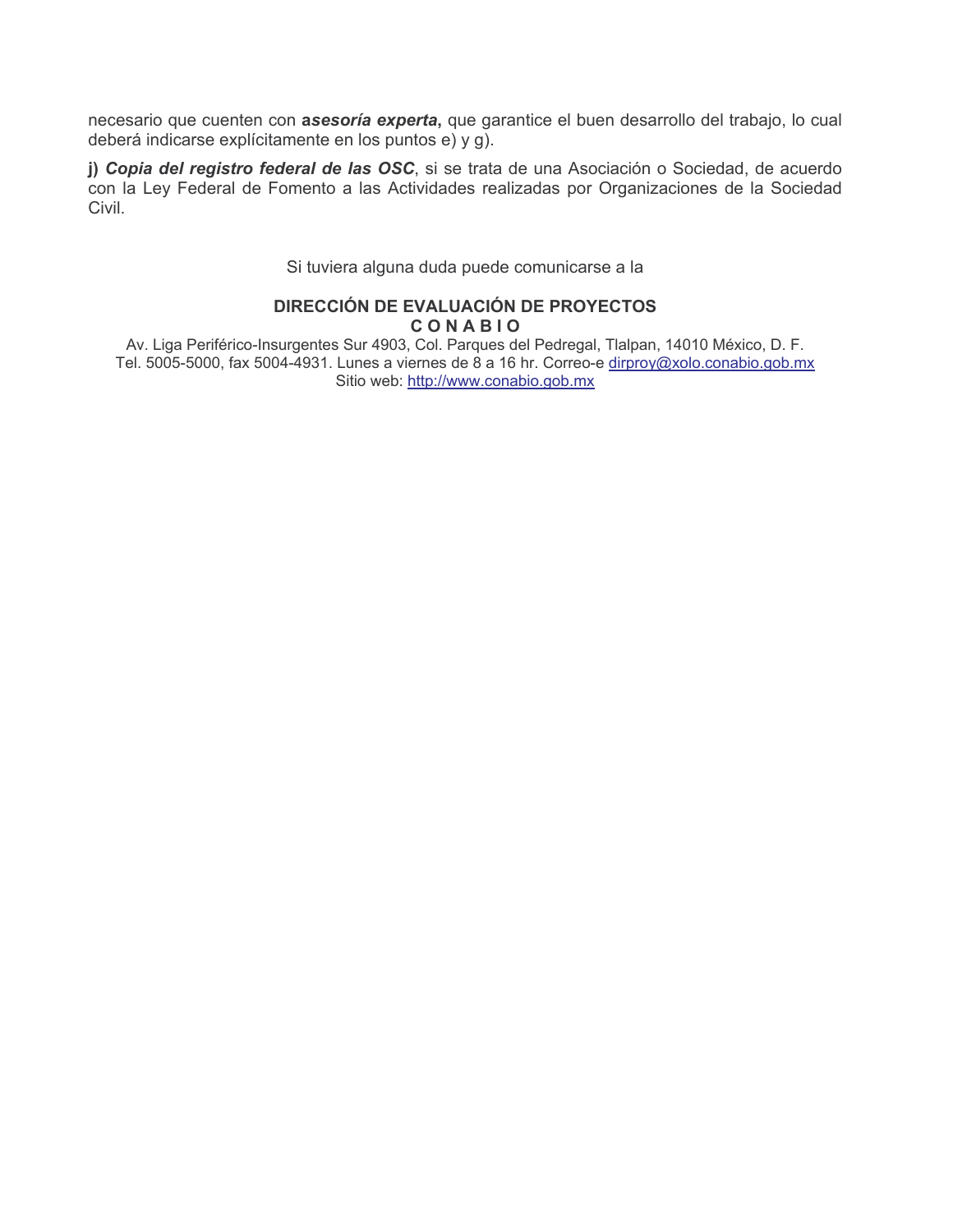necesario que cuenten con ***asesoría experta,*** que garantice el buen desarrollo del trabajo, lo cual deberá indicarse explícitamente en los puntos e) y g).

**j)** ***Copia del registro federal de las OSC***, si se trata de una Asociación o Sociedad, de acuerdo con la Ley Federal de Fomento a las Actividades realizadas por Organizaciones de la Sociedad Civil.

Si tuviera alguna duda puede comunicarse a la

**DIRECCIÓN DE EVALUACIÓN DE PROYECTOS**
**C O N A B I O**

Av. Liga Periférico-Insurgentes Sur 4903, Col. Parques del Pedregal, Tlalpan, 14010 México, D. F.
Tel. 5005-5000, fax 5004-4931. Lunes a viernes de 8 a 16 hr. Correo-e dirproy@xolo.conabio.gob.mx
Sitio web: http://www.conabio.gob.mx